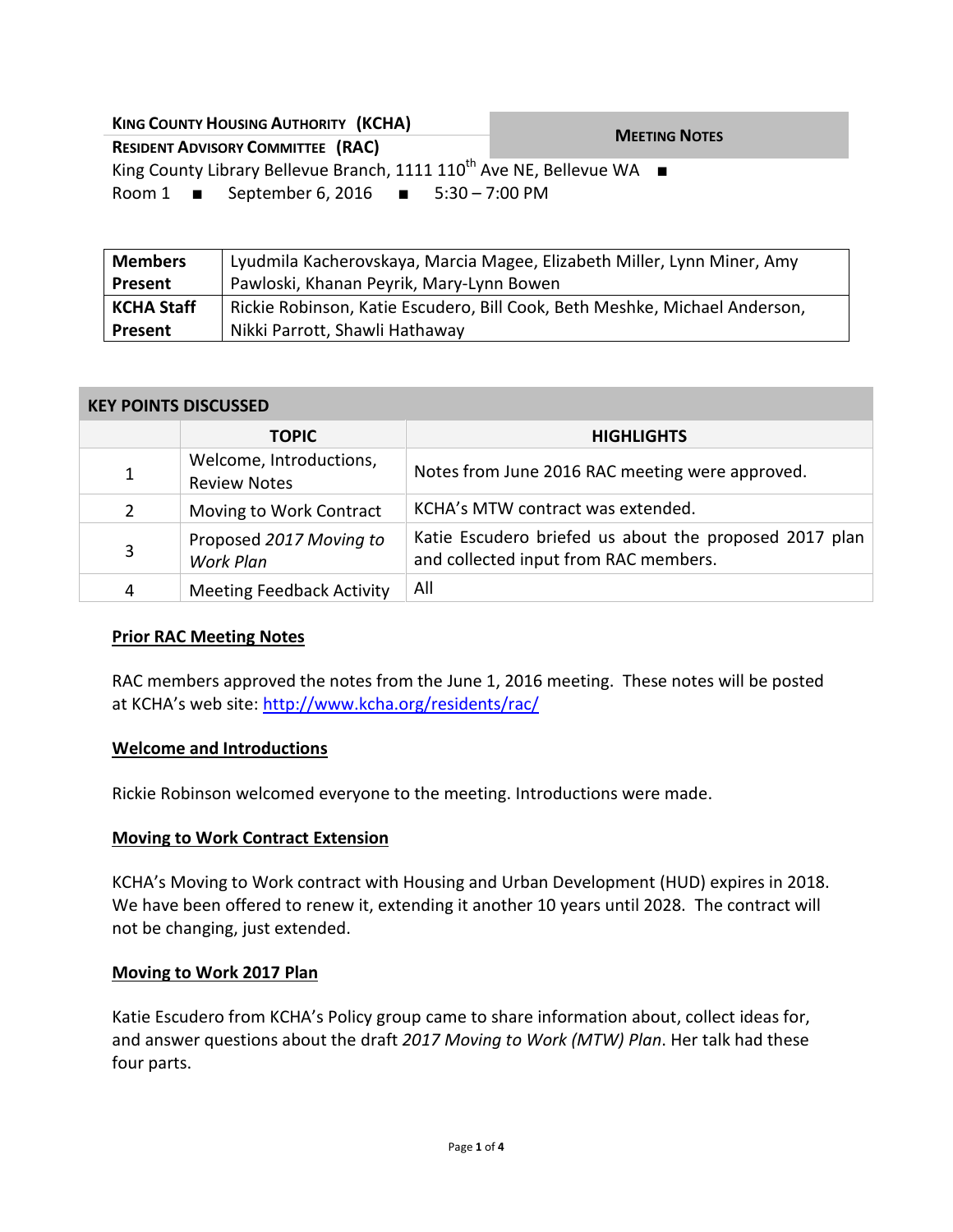**KING COUNTY HOUSING AUTHORITY (KCHA)**

**RESIDENT ADVISORY COMMITTEE (RAC)**

**MEETING NOTES**

King County Library Bellevue Branch, 1111 110th Ave NE, Bellevue WA ■ Room 1 ■ September 6, 2016 ■ 5:30 – 7:00 PM

| | |
|---|---|
| **Members Present** | Lyudmila Kacherovskaya, Marcia Magee, Elizabeth Miller, Lynn Miner, Amy Pawloski, Khanan Peyrik, Mary-Lynn Bowen |
| **KCHA Staff Present** | Rickie Robinson, Katie Escudero, Bill Cook, Beth Meshke, Michael Anderson, Nikki Parrott, Shawli Hathaway |

| **KEY POINTS DISCUSSED** | | |
|---|---|---|
| | **TOPIC** | **HIGHLIGHTS** |
| 1 | Welcome, Introductions, Review Notes | Notes from June 2016 RAC meeting were approved. |
| 2 | Moving to Work Contract | KCHA's MTW contract was extended. |
| 3 | Proposed *2017 Moving to Work Plan* | Katie Escudero briefed us about the proposed 2017 plan and collected input from RAC members. |
| 4 | Meeting Feedback Activity | All |

## Prior RAC Meeting Notes

RAC members approved the notes from the June 1, 2016 meeting. These notes will be posted at KCHA's web site: http://www.kcha.org/residents/rac/

## Welcome and Introductions

Rickie Robinson welcomed everyone to the meeting. Introductions were made.

## Moving to Work Contract Extension

KCHA's Moving to Work contract with Housing and Urban Development (HUD) expires in 2018. We have been offered to renew it, extending it another 10 years until 2028. The contract will not be changing, just extended.

## Moving to Work 2017 Plan

Katie Escudero from KCHA's Policy group came to share information about, collect ideas for, and answer questions about the draft *2017 Moving to Work (MTW) Plan*. Her talk had these four parts.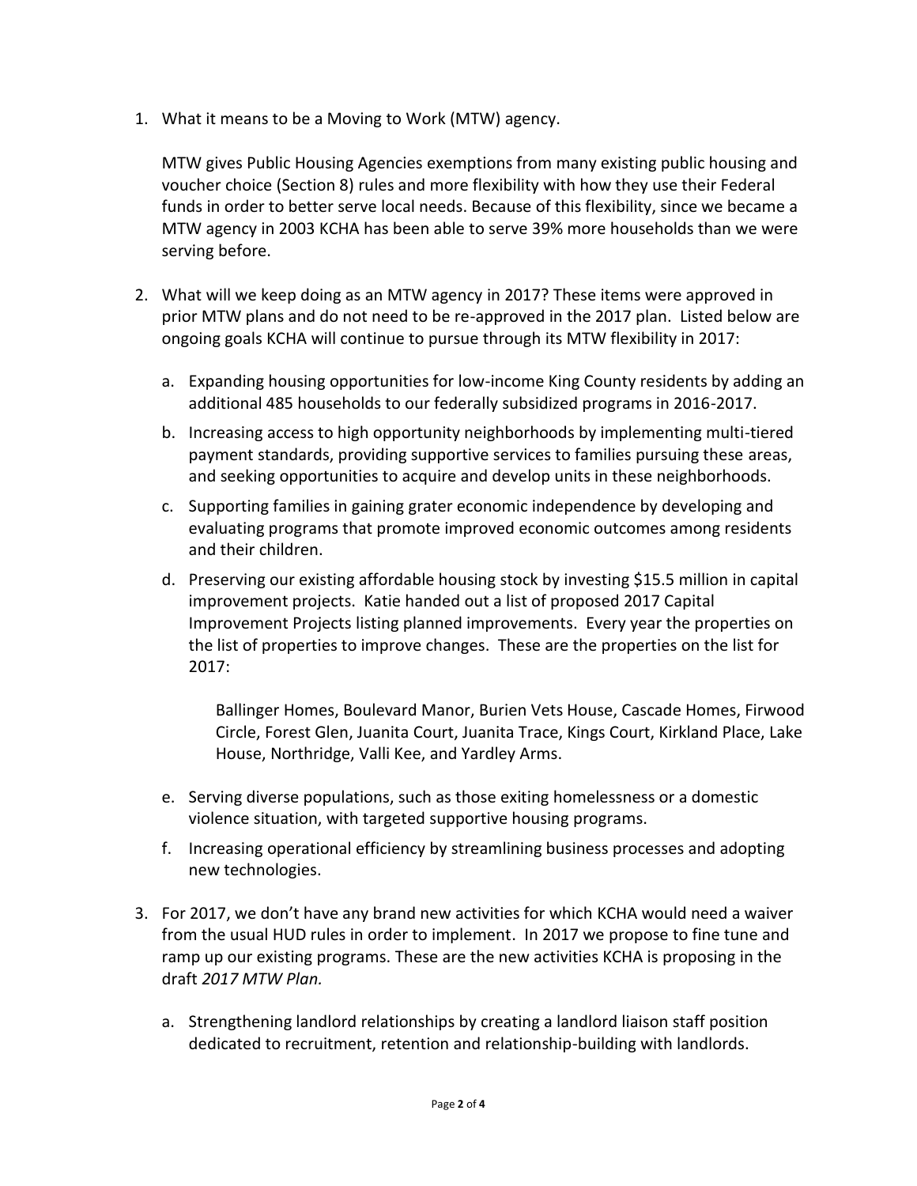1. What it means to be a Moving to Work (MTW) agency.

   MTW gives Public Housing Agencies exemptions from many existing public housing and voucher choice (Section 8) rules and more flexibility with how they use their Federal funds in order to better serve local needs. Because of this flexibility, since we became a MTW agency in 2003 KCHA has been able to serve 39% more households than we were serving before.

2. What will we keep doing as an MTW agency in 2017? These items were approved in prior MTW plans and do not need to be re-approved in the 2017 plan. Listed below are ongoing goals KCHA will continue to pursue through its MTW flexibility in 2017:

   a. Expanding housing opportunities for low-income King County residents by adding an additional 485 households to our federally subsidized programs in 2016-2017.

   b. Increasing access to high opportunity neighborhoods by implementing multi-tiered payment standards, providing supportive services to families pursuing these areas, and seeking opportunities to acquire and develop units in these neighborhoods.

   c. Supporting families in gaining grater economic independence by developing and evaluating programs that promote improved economic outcomes among residents and their children.

   d. Preserving our existing affordable housing stock by investing $15.5 million in capital improvement projects. Katie handed out a list of proposed 2017 Capital Improvement Projects listing planned improvements. Every year the properties on the list of properties to improve changes. These are the properties on the list for 2017:

      Ballinger Homes, Boulevard Manor, Burien Vets House, Cascade Homes, Firwood Circle, Forest Glen, Juanita Court, Juanita Trace, Kings Court, Kirkland Place, Lake House, Northridge, Valli Kee, and Yardley Arms.

   e. Serving diverse populations, such as those exiting homelessness or a domestic violence situation, with targeted supportive housing programs.

   f. Increasing operational efficiency by streamlining business processes and adopting new technologies.

3. For 2017, we don't have any brand new activities for which KCHA would need a waiver from the usual HUD rules in order to implement. In 2017 we propose to fine tune and ramp up our existing programs. These are the new activities KCHA is proposing in the draft *2017 MTW Plan.*

   a. Strengthening landlord relationships by creating a landlord liaison staff position dedicated to recruitment, retention and relationship-building with landlords.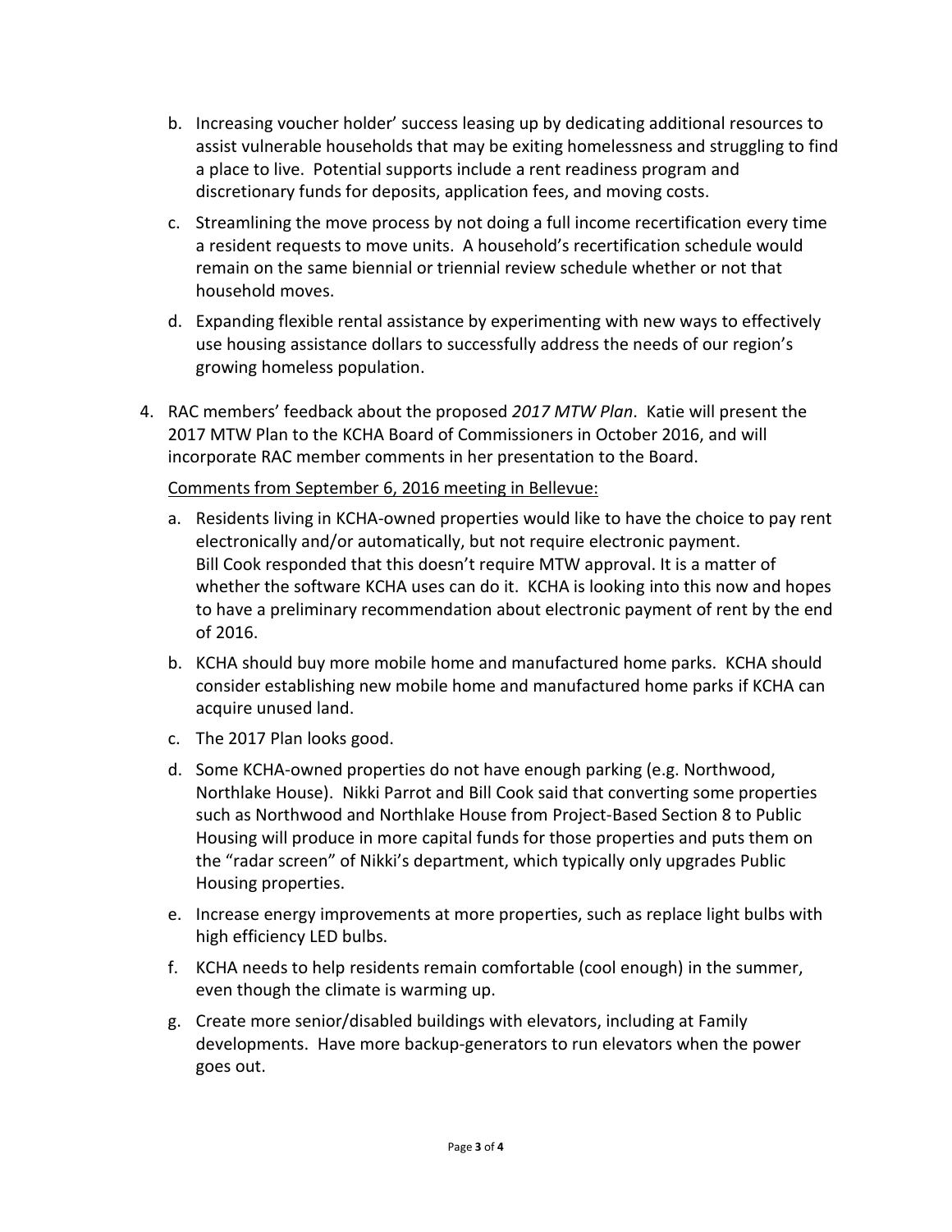b. Increasing voucher holder' success leasing up by dedicating additional resources to assist vulnerable households that may be exiting homelessness and struggling to find a place to live. Potential supports include a rent readiness program and discretionary funds for deposits, application fees, and moving costs.

c. Streamlining the move process by not doing a full income recertification every time a resident requests to move units. A household's recertification schedule would remain on the same biennial or triennial review schedule whether or not that household moves.

d. Expanding flexible rental assistance by experimenting with new ways to effectively use housing assistance dollars to successfully address the needs of our region's growing homeless population.

4. RAC members' feedback about the proposed *2017 MTW Plan*. Katie will present the 2017 MTW Plan to the KCHA Board of Commissioners in October 2016, and will incorporate RAC member comments in her presentation to the Board.

<u>Comments from September 6, 2016 meeting in Bellevue:</u>

a. Residents living in KCHA-owned properties would like to have the choice to pay rent electronically and/or automatically, but not require electronic payment. Bill Cook responded that this doesn't require MTW approval. It is a matter of whether the software KCHA uses can do it. KCHA is looking into this now and hopes to have a preliminary recommendation about electronic payment of rent by the end of 2016.

b. KCHA should buy more mobile home and manufactured home parks. KCHA should consider establishing new mobile home and manufactured home parks if KCHA can acquire unused land.

c. The 2017 Plan looks good.

d. Some KCHA-owned properties do not have enough parking (e.g. Northwood, Northlake House). Nikki Parrot and Bill Cook said that converting some properties such as Northwood and Northlake House from Project-Based Section 8 to Public Housing will produce in more capital funds for those properties and puts them on the "radar screen" of Nikki's department, which typically only upgrades Public Housing properties.

e. Increase energy improvements at more properties, such as replace light bulbs with high efficiency LED bulbs.

f. KCHA needs to help residents remain comfortable (cool enough) in the summer, even though the climate is warming up.

g. Create more senior/disabled buildings with elevators, including at Family developments. Have more backup-generators to run elevators when the power goes out.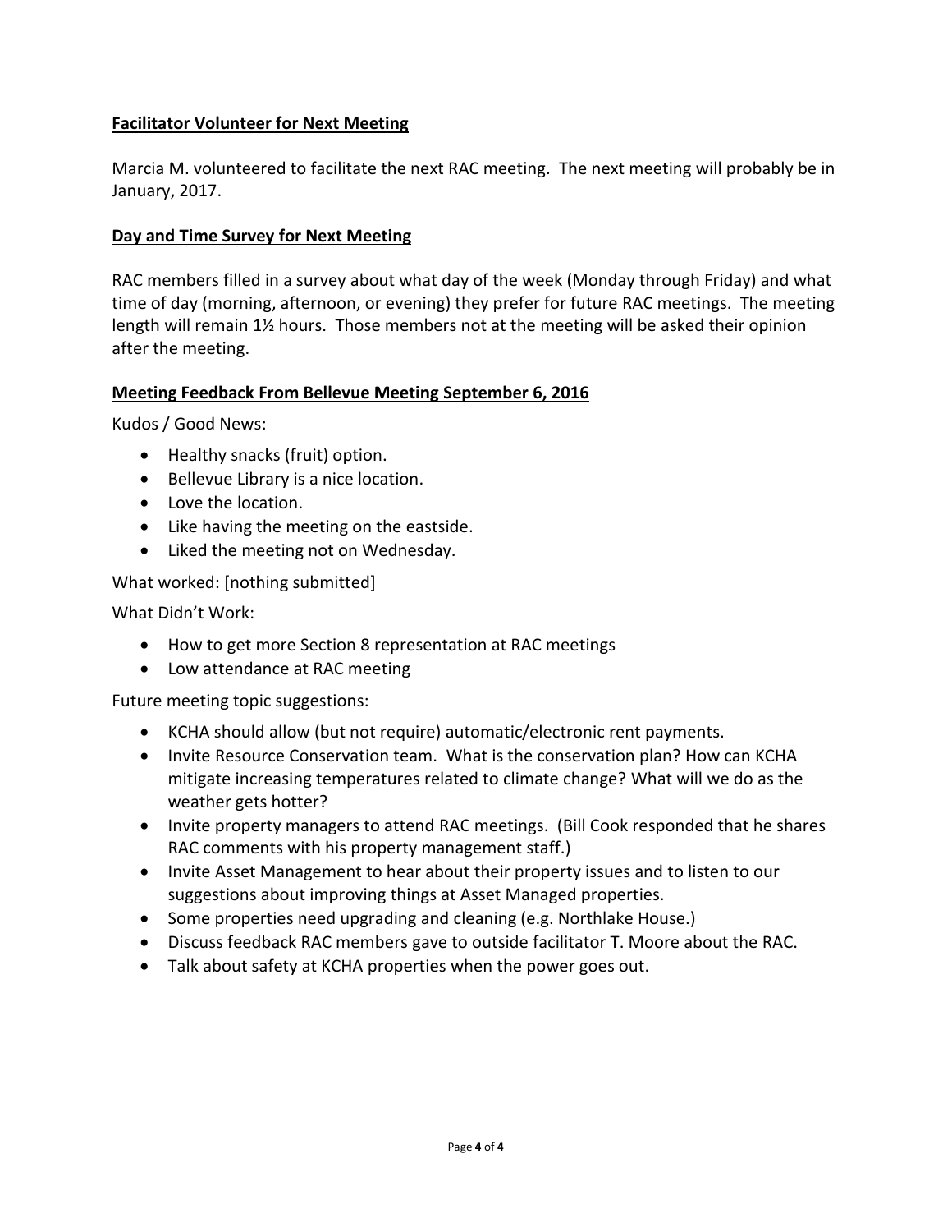**<u>Facilitator Volunteer for Next Meeting</u>**

Marcia M. volunteered to facilitate the next RAC meeting. The next meeting will probably be in January, 2017.

**<u>Day and Time Survey for Next Meeting</u>**

RAC members filled in a survey about what day of the week (Monday through Friday) and what time of day (morning, afternoon, or evening) they prefer for future RAC meetings. The meeting length will remain 1½ hours. Those members not at the meeting will be asked their opinion after the meeting.

**<u>Meeting Feedback From Bellevue Meeting September 6, 2016</u>**

Kudos / Good News:

- Healthy snacks (fruit) option.
- Bellevue Library is a nice location.
- Love the location.
- Like having the meeting on the eastside.
- Liked the meeting not on Wednesday.

What worked: [nothing submitted]

What Didn't Work:

- How to get more Section 8 representation at RAC meetings
- Low attendance at RAC meeting

Future meeting topic suggestions:

- KCHA should allow (but not require) automatic/electronic rent payments.
- Invite Resource Conservation team. What is the conservation plan? How can KCHA mitigate increasing temperatures related to climate change? What will we do as the weather gets hotter?
- Invite property managers to attend RAC meetings. (Bill Cook responded that he shares RAC comments with his property management staff.)
- Invite Asset Management to hear about their property issues and to listen to our suggestions about improving things at Asset Managed properties.
- Some properties need upgrading and cleaning (e.g. Northlake House.)
- Discuss feedback RAC members gave to outside facilitator T. Moore about the RAC.
- Talk about safety at KCHA properties when the power goes out.